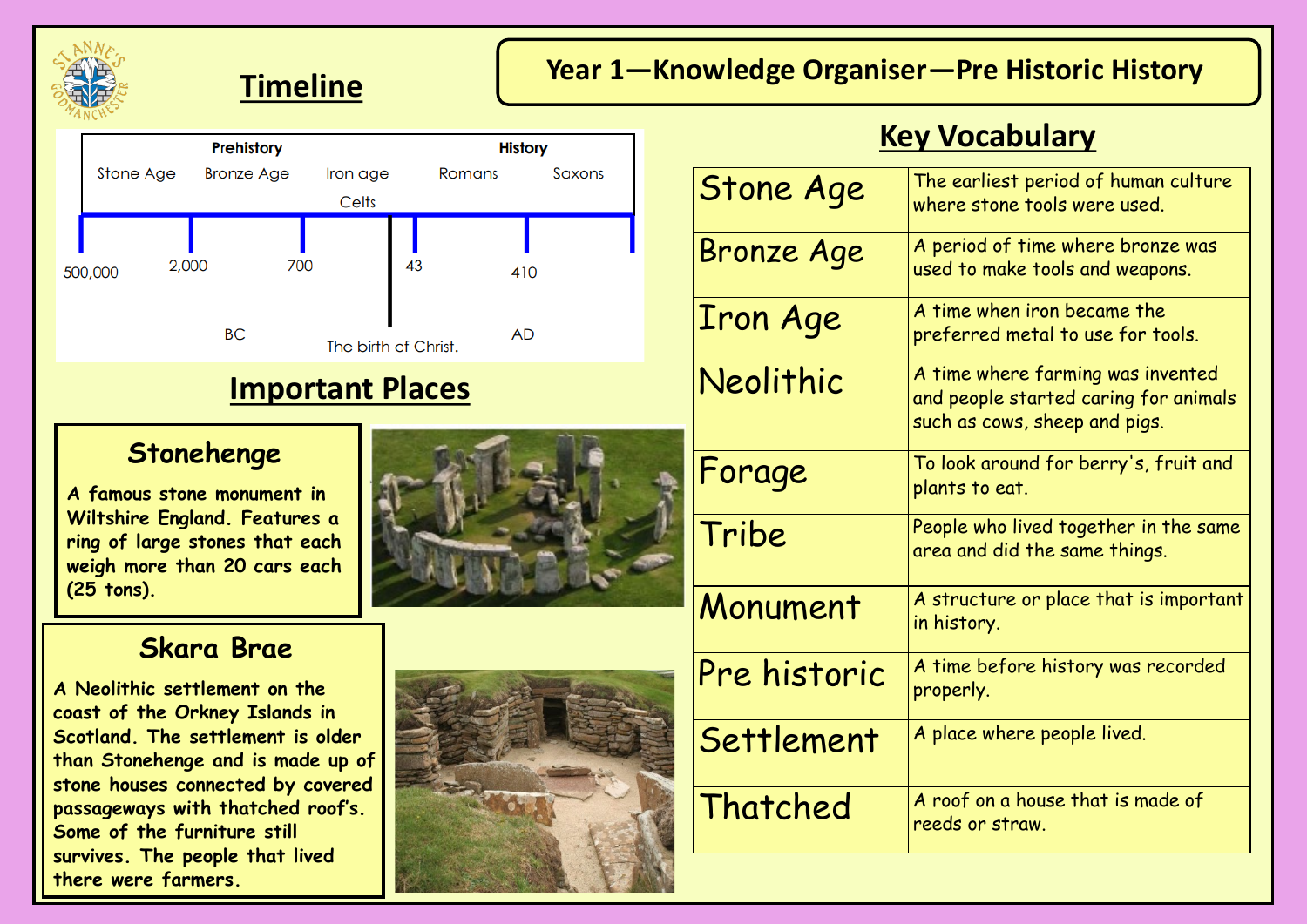# Year 1—Knowledge Organiser—Pre Historic History

## Timeline

| Prehistory | | | History | |
|---|---|---|---|---|
| Stone Age | Bronze Age | Iron age / Celts | Romans | Saxons |

500,000 — 2,000 — 700 — The birth of Christ. — 43 — 410

BC | AD

## Important Places

### Stonehenge

A famous stone monument in Wiltshire England. Features a ring of large stones that each weigh more than 20 cars each (25 tons).

### Skara Brae

A Neolithic settlement on the coast of the Orkney Islands in Scotland. The settlement is older than Stonehenge and is made up of stone houses connected by covered passageways with thatched roof's. Some of the furniture still survives. The people that lived there were farmers.

## Key Vocabulary

| Word | Meaning |
|---|---|
| Stone Age | The earliest period of human culture where stone tools were used. |
| Bronze Age | A period of time where bronze was used to make tools and weapons. |
| Iron Age | A time when iron became the preferred metal to use for tools. |
| Neolithic | A time where farming was invented and people started caring for animals such as cows, sheep and pigs. |
| Forage | To look around for berry's, fruit and plants to eat. |
| Tribe | People who lived together in the same area and did the same things. |
| Monument | A structure or place that is important in history. |
| Pre historic | A time before history was recorded properly. |
| Settlement | A place where people lived. |
| Thatched | A roof on a house that is made of reeds or straw. |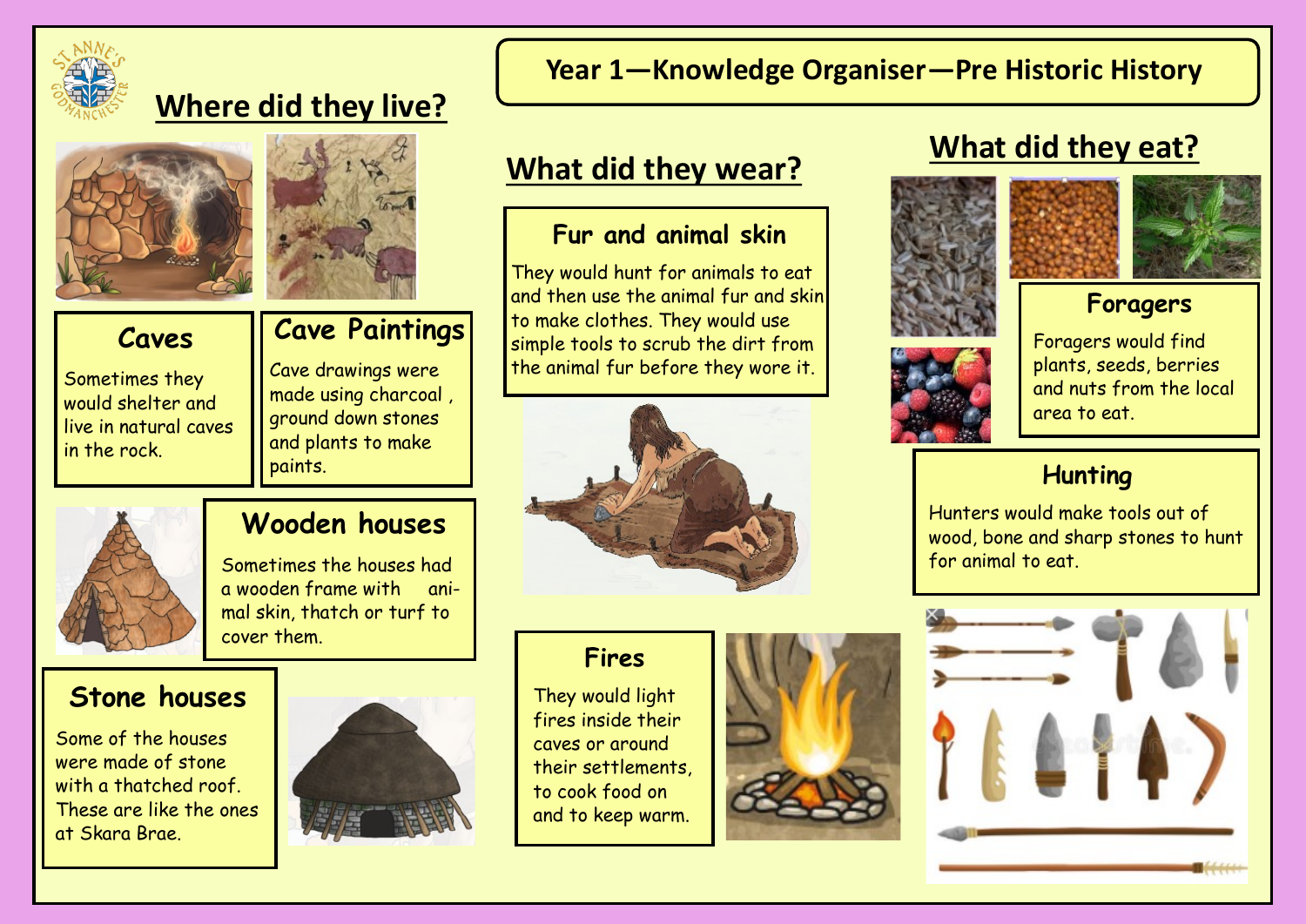# Year 1—Knowledge Organiser—Pre Historic History

## Where did they live?

### Caves

Sometimes they would shelter and live in natural caves in the rock.

### Cave Paintings

Cave drawings were made using charcoal , ground down stones and plants to make paints.

### Wooden houses

Sometimes the houses had a wooden frame with animal skin, thatch or turf to cover them.

### Stone houses

Some of the houses were made of stone with a thatched roof. These are like the ones at Skara Brae.

## What did they wear?

### Fur and animal skin

They would hunt for animals to eat and then use the animal fur and skin to make clothes. They would use simple tools to scrub the dirt from the animal fur before they wore it.

### Fires

They would light fires inside their caves or around their settlements, to cook food on and to keep warm.

## What did they eat?

### Foragers

Foragers would find plants, seeds, berries and nuts from the local area to eat.

### Hunting

Hunters would make tools out of wood, bone and sharp stones to hunt for animal to eat.